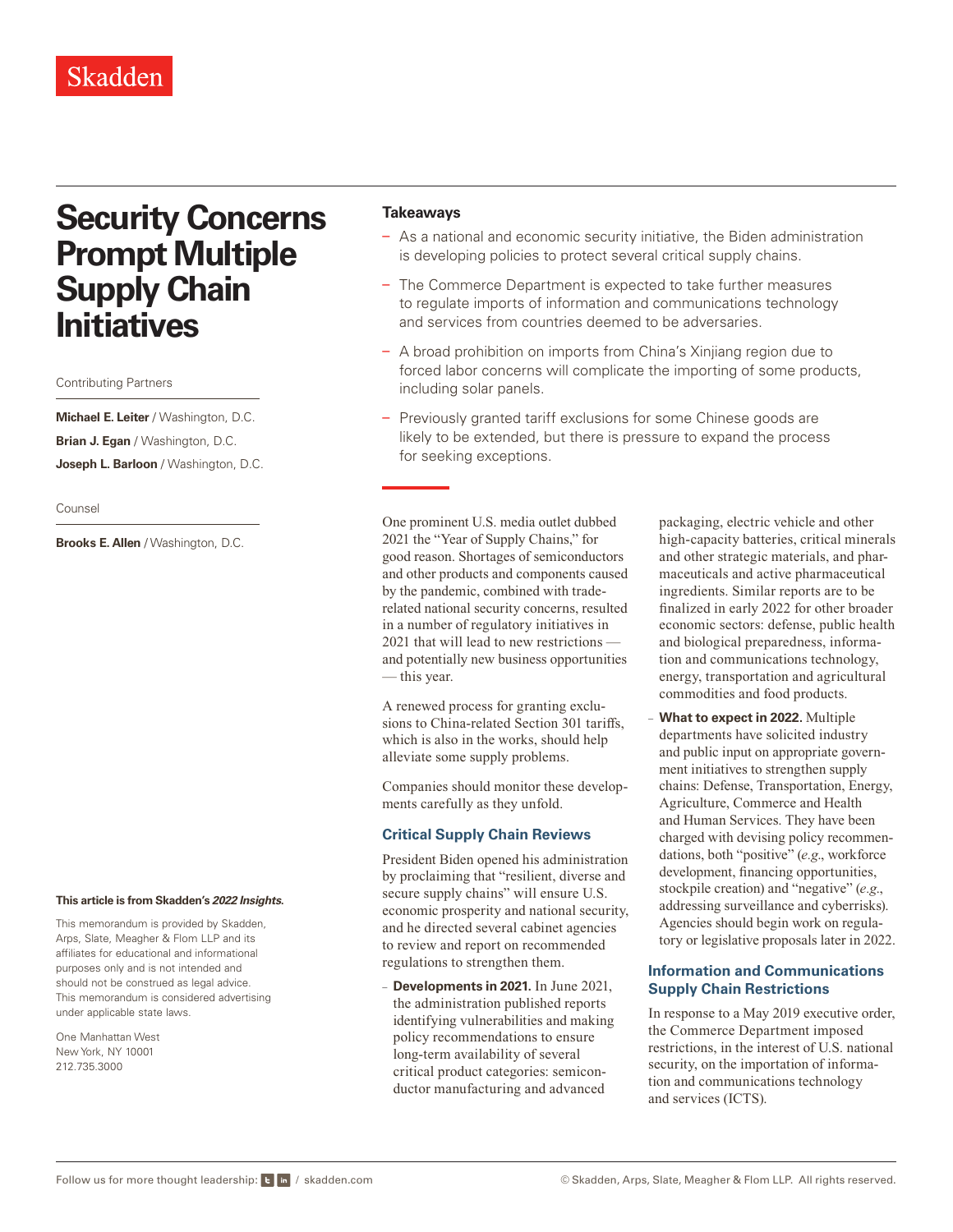Skadden

# Security Concerns Prompt Multiple Supply Chain Initiatives

Contributing Partners

**Michael E. Leiter** / Washington, D.C.

**Brian J. Egan** / Washington, D.C.

**Joseph L. Barloon** / Washington, D.C.

Counsel

**Brooks E. Allen** / Washington, D.C.

**This article is from Skadden's *2022 Insights*.**

This memorandum is provided by Skadden, Arps, Slate, Meagher & Flom LLP and its affiliates for educational and informational purposes only and is not intended and should not be construed as legal advice. This memorandum is considered advertising under applicable state laws.

One Manhattan West
New York, NY 10001
212.735.3000

### Takeaways

- As a national and economic security initiative, the Biden administration is developing policies to protect several critical supply chains.
- The Commerce Department is expected to take further measures to regulate imports of information and communications technology and services from countries deemed to be adversaries.
- A broad prohibition on imports from China's Xinjiang region due to forced labor concerns will complicate the importing of some products, including solar panels.
- Previously granted tariff exclusions for some Chinese goods are likely to be extended, but there is pressure to expand the process for seeking exceptions.

One prominent U.S. media outlet dubbed 2021 the "Year of Supply Chains," for good reason. Shortages of semiconductors and other products and components caused by the pandemic, combined with trade-related national security concerns, resulted in a number of regulatory initiatives in 2021 that will lead to new restrictions — and potentially new business opportunities — this year.

A renewed process for granting exclusions to China-related Section 301 tariffs, which is also in the works, should help alleviate some supply problems.

Companies should monitor these developments carefully as they unfold.

## Critical Supply Chain Reviews

President Biden opened his administration by proclaiming that "resilient, diverse and secure supply chains" will ensure U.S. economic prosperity and national security, and he directed several cabinet agencies to review and report on recommended regulations to strengthen them.

- **Developments in 2021.** In June 2021, the administration published reports identifying vulnerabilities and making policy recommendations to ensure long-term availability of several critical product categories: semiconductor manufacturing and advanced packaging, electric vehicle and other high-capacity batteries, critical minerals and other strategic materials, and pharmaceuticals and active pharmaceutical ingredients. Similar reports are to be finalized in early 2022 for other broader economic sectors: defense, public health and biological preparedness, information and communications technology, energy, transportation and agricultural commodities and food products.
- **What to expect in 2022.** Multiple departments have solicited industry and public input on appropriate government initiatives to strengthen supply chains: Defense, Transportation, Energy, Agriculture, Commerce and Health and Human Services. They have been charged with devising policy recommendations, both "positive" (*e.g.*, workforce development, financing opportunities, stockpile creation) and "negative" (*e.g.*, addressing surveillance and cyberrisks). Agencies should begin work on regulatory or legislative proposals later in 2022.

## Information and Communications Supply Chain Restrictions

In response to a May 2019 executive order, the Commerce Department imposed restrictions, in the interest of U.S. national security, on the importation of information and communications technology and services (ICTS).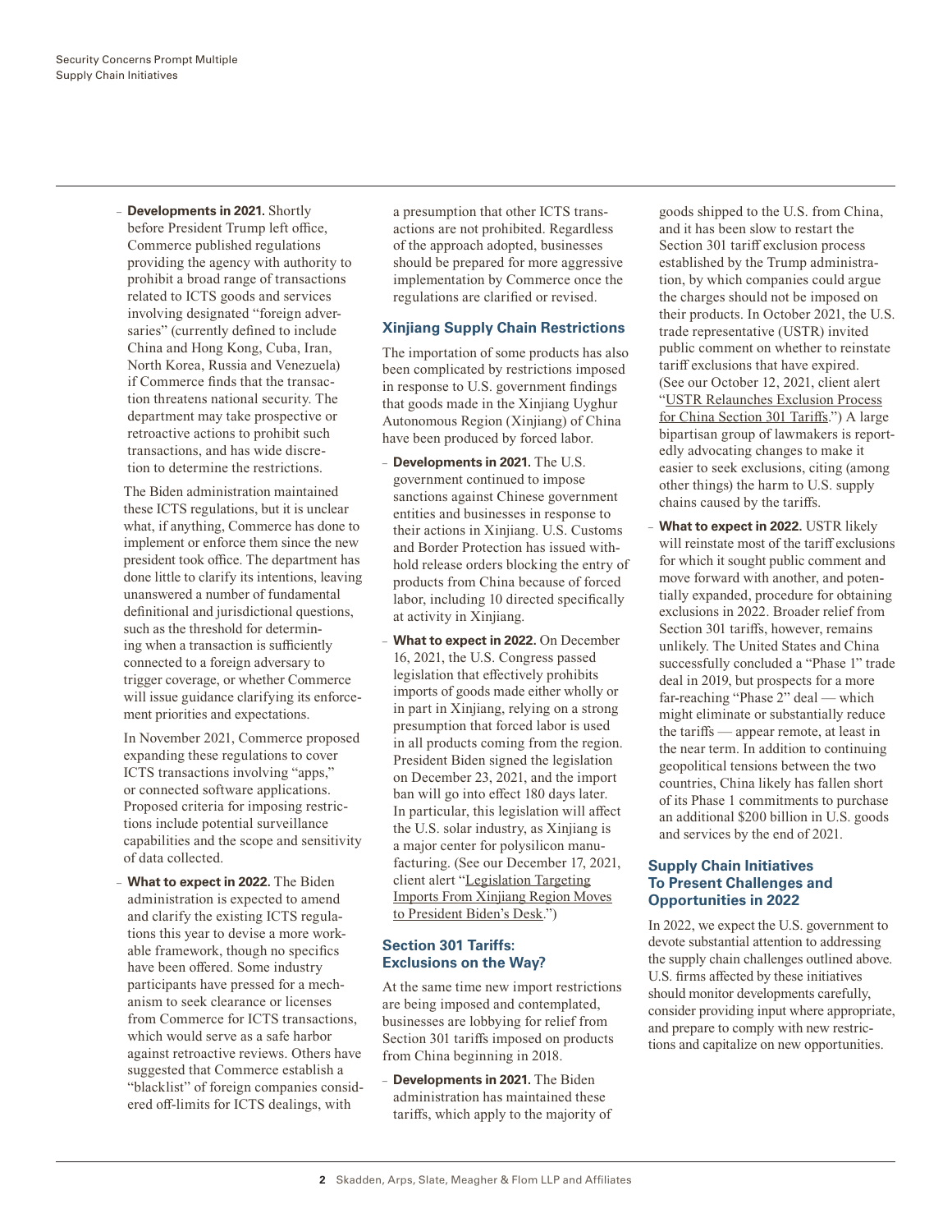- **Developments in 2021.** Shortly before President Trump left office, Commerce published regulations providing the agency with authority to prohibit a broad range of transactions related to ICTS goods and services involving designated "foreign adversaries" (currently defined to include China and Hong Kong, Cuba, Iran, North Korea, Russia and Venezuela) if Commerce finds that the transaction threatens national security. The department may take prospective or retroactive actions to prohibit such transactions, and has wide discretion to determine the restrictions.

  The Biden administration maintained these ICTS regulations, but it is unclear what, if anything, Commerce has done to implement or enforce them since the new president took office. The department has done little to clarify its intentions, leaving unanswered a number of fundamental definitional and jurisdictional questions, such as the threshold for determining when a transaction is sufficiently connected to a foreign adversary to trigger coverage, or whether Commerce will issue guidance clarifying its enforcement priorities and expectations.

  In November 2021, Commerce proposed expanding these regulations to cover ICTS transactions involving "apps," or connected software applications. Proposed criteria for imposing restrictions include potential surveillance capabilities and the scope and sensitivity of data collected.

- **What to expect in 2022.** The Biden administration is expected to amend and clarify the existing ICTS regulations this year to devise a more workable framework, though no specifics have been offered. Some industry participants have pressed for a mechanism to seek clearance or licenses from Commerce for ICTS transactions, which would serve as a safe harbor against retroactive reviews. Others have suggested that Commerce establish a "blacklist" of foreign companies considered off-limits for ICTS dealings, with a presumption that other ICTS transactions are not prohibited. Regardless of the approach adopted, businesses should be prepared for more aggressive implementation by Commerce once the regulations are clarified or revised.

## Xinjiang Supply Chain Restrictions

The importation of some products has also been complicated by restrictions imposed in response to U.S. government findings that goods made in the Xinjiang Uyghur Autonomous Region (Xinjiang) of China have been produced by forced labor.

- **Developments in 2021.** The U.S. government continued to impose sanctions against Chinese government entities and businesses in response to their actions in Xinjiang. U.S. Customs and Border Protection has issued withhold release orders blocking the entry of products from China because of forced labor, including 10 directed specifically at activity in Xinjiang.

- **What to expect in 2022.** On December 16, 2021, the U.S. Congress passed legislation that effectively prohibits imports of goods made either wholly or in part in Xinjiang, relying on a strong presumption that forced labor is used in all products coming from the region. President Biden signed the legislation on December 23, 2021, and the import ban will go into effect 180 days later. In particular, this legislation will affect the U.S. solar industry, as Xinjiang is a major center for polysilicon manufacturing. (See our December 17, 2021, client alert "Legislation Targeting Imports From Xinjiang Region Moves to President Biden's Desk.")

## Section 301 Tariffs: Exclusions on the Way?

At the same time new import restrictions are being imposed and contemplated, businesses are lobbying for relief from Section 301 tariffs imposed on products from China beginning in 2018.

- **Developments in 2021.** The Biden administration has maintained these tariffs, which apply to the majority of goods shipped to the U.S. from China, and it has been slow to restart the Section 301 tariff exclusion process established by the Trump administration, by which companies could argue the charges should not be imposed on their products. In October 2021, the U.S. trade representative (USTR) invited public comment on whether to reinstate tariff exclusions that have expired. (See our October 12, 2021, client alert "USTR Relaunches Exclusion Process for China Section 301 Tariffs.") A large bipartisan group of lawmakers is reportedly advocating changes to make it easier to seek exclusions, citing (among other things) the harm to U.S. supply chains caused by the tariffs.

- **What to expect in 2022.** USTR likely will reinstate most of the tariff exclusions for which it sought public comment and move forward with another, and potentially expanded, procedure for obtaining exclusions in 2022. Broader relief from Section 301 tariffs, however, remains unlikely. The United States and China successfully concluded a "Phase 1" trade deal in 2019, but prospects for a more far-reaching "Phase 2" deal — which might eliminate or substantially reduce the tariffs — appear remote, at least in the near term. In addition to continuing geopolitical tensions between the two countries, China likely has fallen short of its Phase 1 commitments to purchase an additional $200 billion in U.S. goods and services by the end of 2021.

## Supply Chain Initiatives To Present Challenges and Opportunities in 2022

In 2022, we expect the U.S. government to devote substantial attention to addressing the supply chain challenges outlined above. U.S. firms affected by these initiatives should monitor developments carefully, consider providing input where appropriate, and prepare to comply with new restrictions and capitalize on new opportunities.